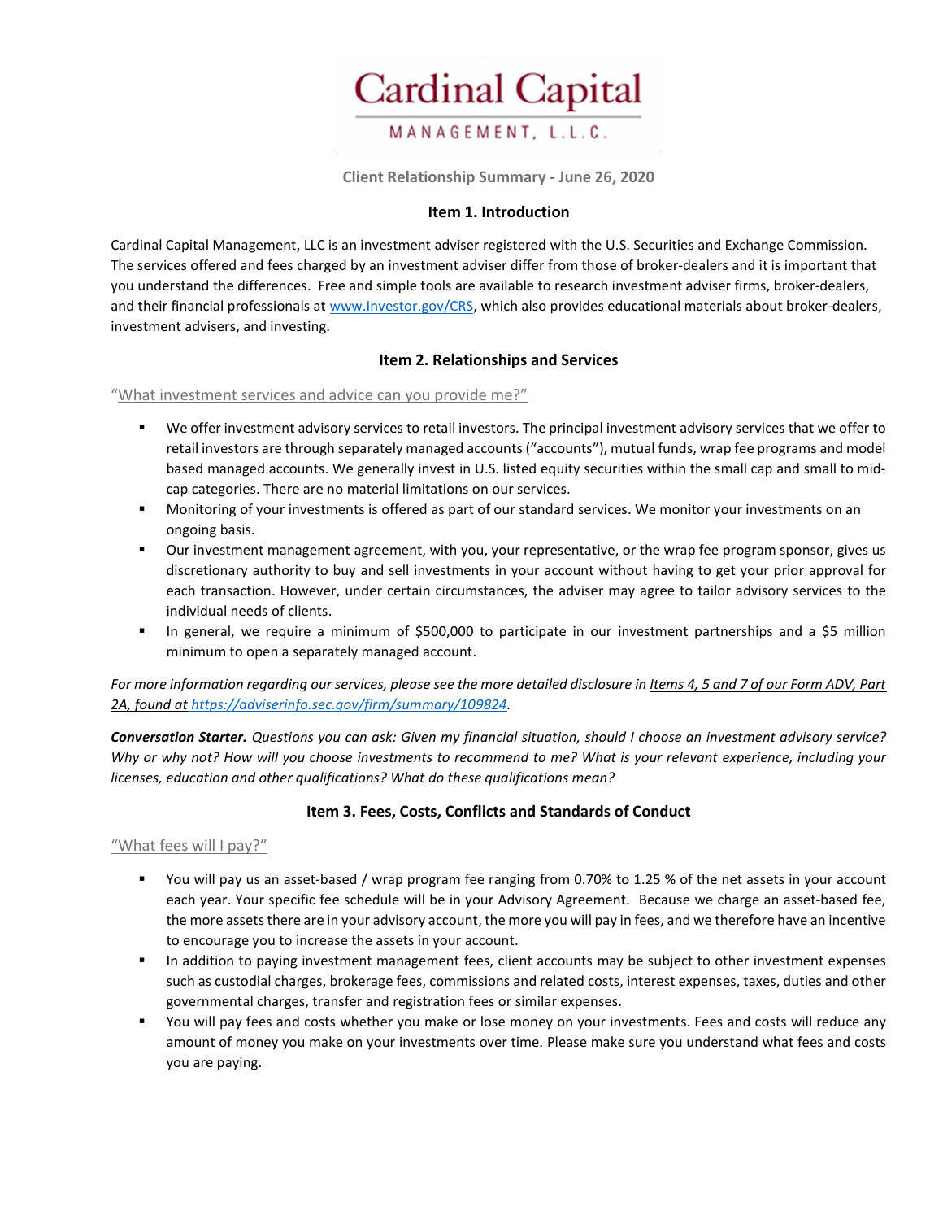# Cardinal Capital

MANAGEMENT, L.L.C.

**Client Relationship Summary - June 26, 2020**

## Item 1. Introduction

Cardinal Capital Management, LLC is an investment adviser registered with the U.S. Securities and Exchange Commission. The services offered and fees charged by an investment adviser differ from those of broker-dealers and it is important that you understand the differences. Free and simple tools are available to research investment adviser firms, broker-dealers, and their financial professionals at [www.Investor.gov/CRS](www.Investor.gov/CRS), which also provides educational materials about broker-dealers, investment advisers, and investing.

## Item 2. Relationships and Services

"What investment services and advice can you provide me?"

- We offer investment advisory services to retail investors. The principal investment advisory services that we offer to retail investors are through separately managed accounts ("accounts"), mutual funds, wrap fee programs and model based managed accounts. We generally invest in U.S. listed equity securities within the small cap and small to mid-cap categories. There are no material limitations on our services.
- Monitoring of your investments is offered as part of our standard services. We monitor your investments on an ongoing basis.
- Our investment management agreement, with you, your representative, or the wrap fee program sponsor, gives us discretionary authority to buy and sell investments in your account without having to get your prior approval for each transaction. However, under certain circumstances, the adviser may agree to tailor advisory services to the individual needs of clients.
- In general, we require a minimum of $500,000 to participate in our investment partnerships and a $5 million minimum to open a separately managed account.

*For more information regarding our services, please see the more detailed disclosure in Items 4, 5 and 7 of our Form ADV, Part 2A, found at [https://adviserinfo.sec.gov/firm/summary/109824](https://adviserinfo.sec.gov/firm/summary/109824).*

***Conversation Starter.*** *Questions you can ask: Given my financial situation, should I choose an investment advisory service? Why or why not? How will you choose investments to recommend to me? What is your relevant experience, including your licenses, education and other qualifications? What do these qualifications mean?*

## Item 3. Fees, Costs, Conflicts and Standards of Conduct

"What fees will I pay?"

- You will pay us an asset-based / wrap program fee ranging from 0.70% to 1.25 % of the net assets in your account each year. Your specific fee schedule will be in your Advisory Agreement. Because we charge an asset-based fee, the more assets there are in your advisory account, the more you will pay in fees, and we therefore have an incentive to encourage you to increase the assets in your account.
- In addition to paying investment management fees, client accounts may be subject to other investment expenses such as custodial charges, brokerage fees, commissions and related costs, interest expenses, taxes, duties and other governmental charges, transfer and registration fees or similar expenses.
- You will pay fees and costs whether you make or lose money on your investments. Fees and costs will reduce any amount of money you make on your investments over time. Please make sure you understand what fees and costs you are paying.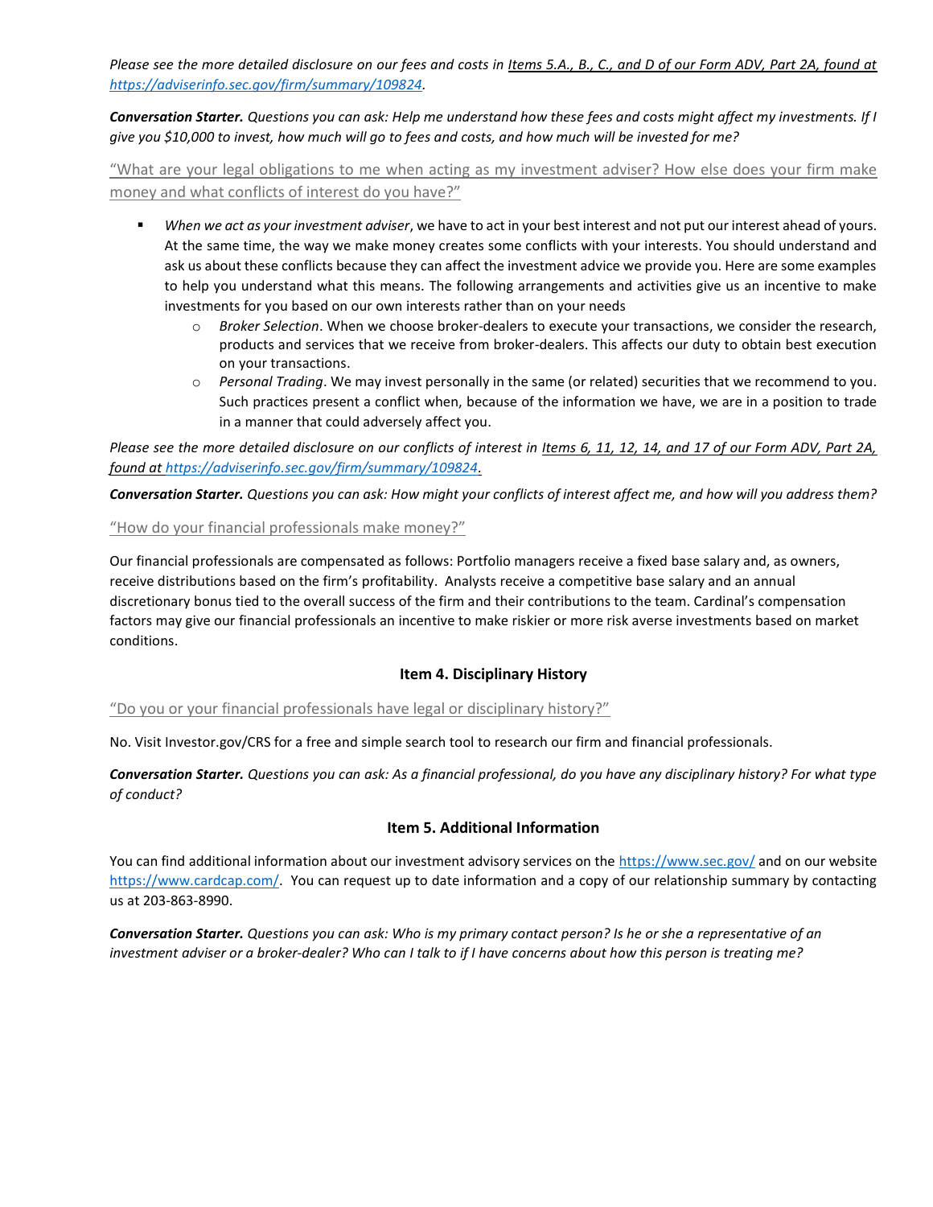*Please see the more detailed disclosure on our fees and costs in Items 5.A., B., C., and D of our Form ADV, Part 2A, found at https://adviserinfo.sec.gov/firm/summary/109824.*

***Conversation Starter.*** *Questions you can ask: Help me understand how these fees and costs might affect my investments. If I give you $10,000 to invest, how much will go to fees and costs, and how much will be invested for me?*

"What are your legal obligations to me when acting as my investment adviser? How else does your firm make money and what conflicts of interest do you have?"

- *When we act as your investment adviser*, we have to act in your best interest and not put our interest ahead of yours. At the same time, the way we make money creates some conflicts with your interests. You should understand and ask us about these conflicts because they can affect the investment advice we provide you. Here are some examples to help you understand what this means. The following arrangements and activities give us an incentive to make investments for you based on our own interests rather than on your needs
    - *Broker Selection*. When we choose broker-dealers to execute your transactions, we consider the research, products and services that we receive from broker-dealers. This affects our duty to obtain best execution on your transactions.
    - *Personal Trading*. We may invest personally in the same (or related) securities that we recommend to you. Such practices present a conflict when, because of the information we have, we are in a position to trade in a manner that could adversely affect you.

*Please see the more detailed disclosure on our conflicts of interest in Items 6, 11, 12, 14, and 17 of our Form ADV, Part 2A, found at https://adviserinfo.sec.gov/firm/summary/109824.*

***Conversation Starter.*** *Questions you can ask: How might your conflicts of interest affect me, and how will you address them?*

"How do your financial professionals make money?"

Our financial professionals are compensated as follows: Portfolio managers receive a fixed base salary and, as owners, receive distributions based on the firm's profitability. Analysts receive a competitive base salary and an annual discretionary bonus tied to the overall success of the firm and their contributions to the team. Cardinal's compensation factors may give our financial professionals an incentive to make riskier or more risk averse investments based on market conditions.

## Item 4. Disciplinary History

"Do you or your financial professionals have legal or disciplinary history?"

No. Visit Investor.gov/CRS for a free and simple search tool to research our firm and financial professionals.

***Conversation Starter.*** *Questions you can ask: As a financial professional, do you have any disciplinary history? For what type of conduct?*

## Item 5. Additional Information

You can find additional information about our investment advisory services on the https://www.sec.gov/ and on our website https://www.cardcap.com/. You can request up to date information and a copy of our relationship summary by contacting us at 203-863-8990.

***Conversation Starter.*** *Questions you can ask: Who is my primary contact person? Is he or she a representative of an investment adviser or a broker-dealer? Who can I talk to if I have concerns about how this person is treating me?*